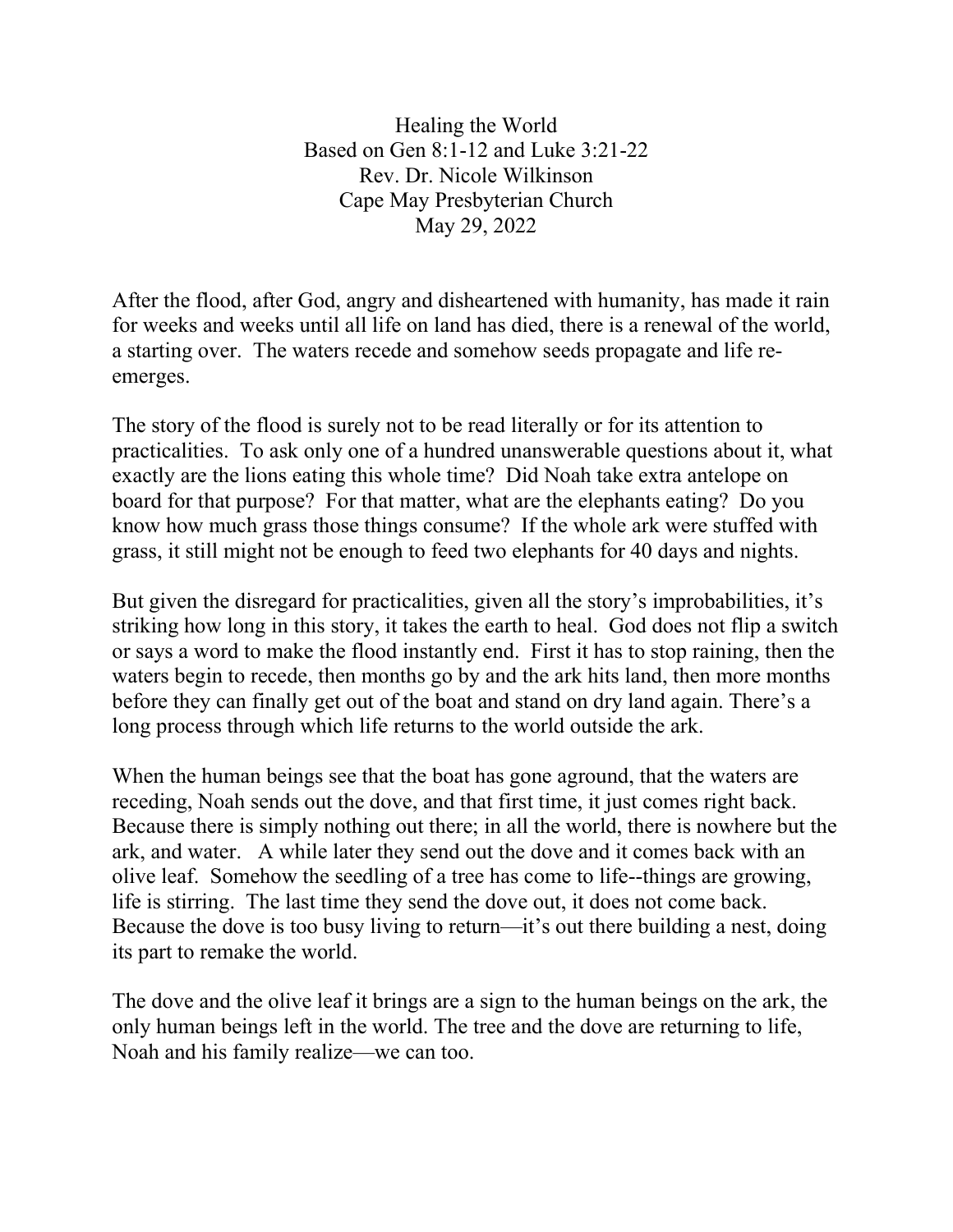# Healing the World

Based on Gen 8:1-12 and Luke 3:21-22
Rev. Dr. Nicole Wilkinson
Cape May Presbyterian Church
May 29, 2022

After the flood, after God, angry and disheartened with humanity, has made it rain for weeks and weeks until all life on land has died, there is a renewal of the world, a starting over. The waters recede and somehow seeds propagate and life re-emerges.

The story of the flood is surely not to be read literally or for its attention to practicalities. To ask only one of a hundred unanswerable questions about it, what exactly are the lions eating this whole time? Did Noah take extra antelope on board for that purpose? For that matter, what are the elephants eating? Do you know how much grass those things consume? If the whole ark were stuffed with grass, it still might not be enough to feed two elephants for 40 days and nights.

But given the disregard for practicalities, given all the story's improbabilities, it's striking how long in this story, it takes the earth to heal. God does not flip a switch or says a word to make the flood instantly end. First it has to stop raining, then the waters begin to recede, then months go by and the ark hits land, then more months before they can finally get out of the boat and stand on dry land again. There's a long process through which life returns to the world outside the ark.

When the human beings see that the boat has gone aground, that the waters are receding, Noah sends out the dove, and that first time, it just comes right back. Because there is simply nothing out there; in all the world, there is nowhere but the ark, and water. A while later they send out the dove and it comes back with an olive leaf. Somehow the seedling of a tree has come to life--things are growing, life is stirring. The last time they send the dove out, it does not come back. Because the dove is too busy living to return—it's out there building a nest, doing its part to remake the world.

The dove and the olive leaf it brings are a sign to the human beings on the ark, the only human beings left in the world. The tree and the dove are returning to life, Noah and his family realize—we can too.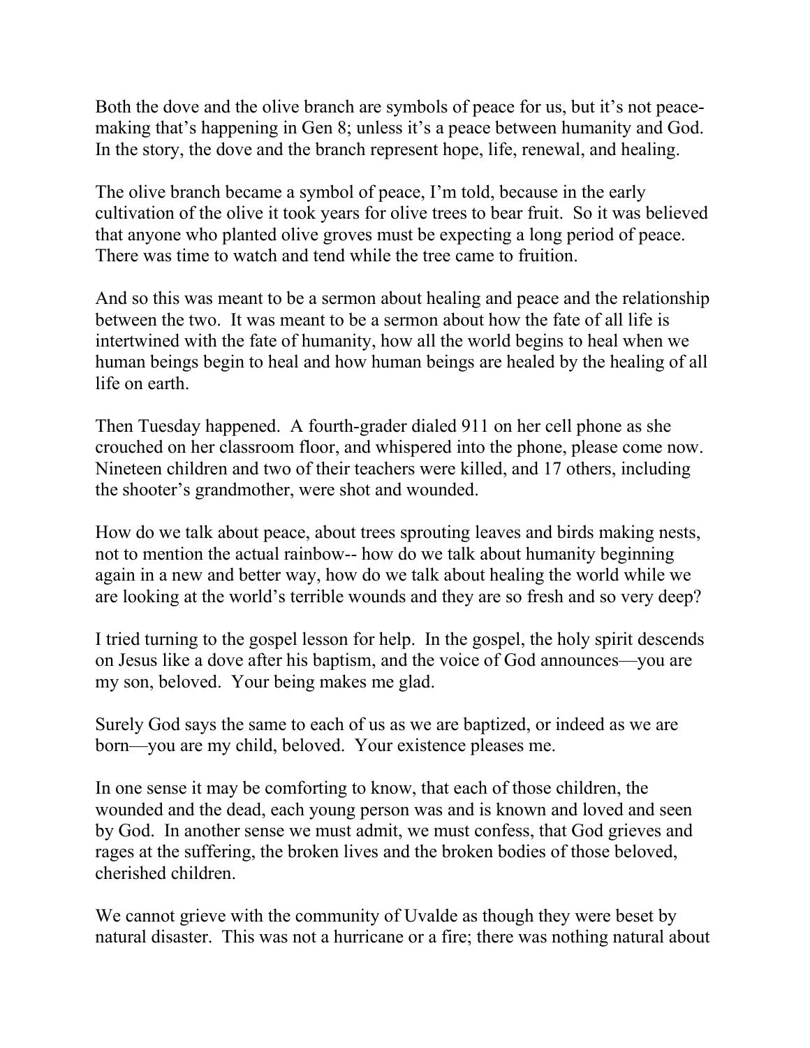Both the dove and the olive branch are symbols of peace for us, but it's not peace-making that's happening in Gen 8; unless it's a peace between humanity and God. In the story, the dove and the branch represent hope, life, renewal, and healing.

The olive branch became a symbol of peace, I'm told, because in the early cultivation of the olive it took years for olive trees to bear fruit. So it was believed that anyone who planted olive groves must be expecting a long period of peace. There was time to watch and tend while the tree came to fruition.

And so this was meant to be a sermon about healing and peace and the relationship between the two. It was meant to be a sermon about how the fate of all life is intertwined with the fate of humanity, how all the world begins to heal when we human beings begin to heal and how human beings are healed by the healing of all life on earth.

Then Tuesday happened. A fourth-grader dialed 911 on her cell phone as she crouched on her classroom floor, and whispered into the phone, please come now. Nineteen children and two of their teachers were killed, and 17 others, including the shooter's grandmother, were shot and wounded.

How do we talk about peace, about trees sprouting leaves and birds making nests, not to mention the actual rainbow-- how do we talk about humanity beginning again in a new and better way, how do we talk about healing the world while we are looking at the world's terrible wounds and they are so fresh and so very deep?

I tried turning to the gospel lesson for help. In the gospel, the holy spirit descends on Jesus like a dove after his baptism, and the voice of God announces—you are my son, beloved. Your being makes me glad.

Surely God says the same to each of us as we are baptized, or indeed as we are born—you are my child, beloved. Your existence pleases me.

In one sense it may be comforting to know, that each of those children, the wounded and the dead, each young person was and is known and loved and seen by God. In another sense we must admit, we must confess, that God grieves and rages at the suffering, the broken lives and the broken bodies of those beloved, cherished children.

We cannot grieve with the community of Uvalde as though they were beset by natural disaster. This was not a hurricane or a fire; there was nothing natural about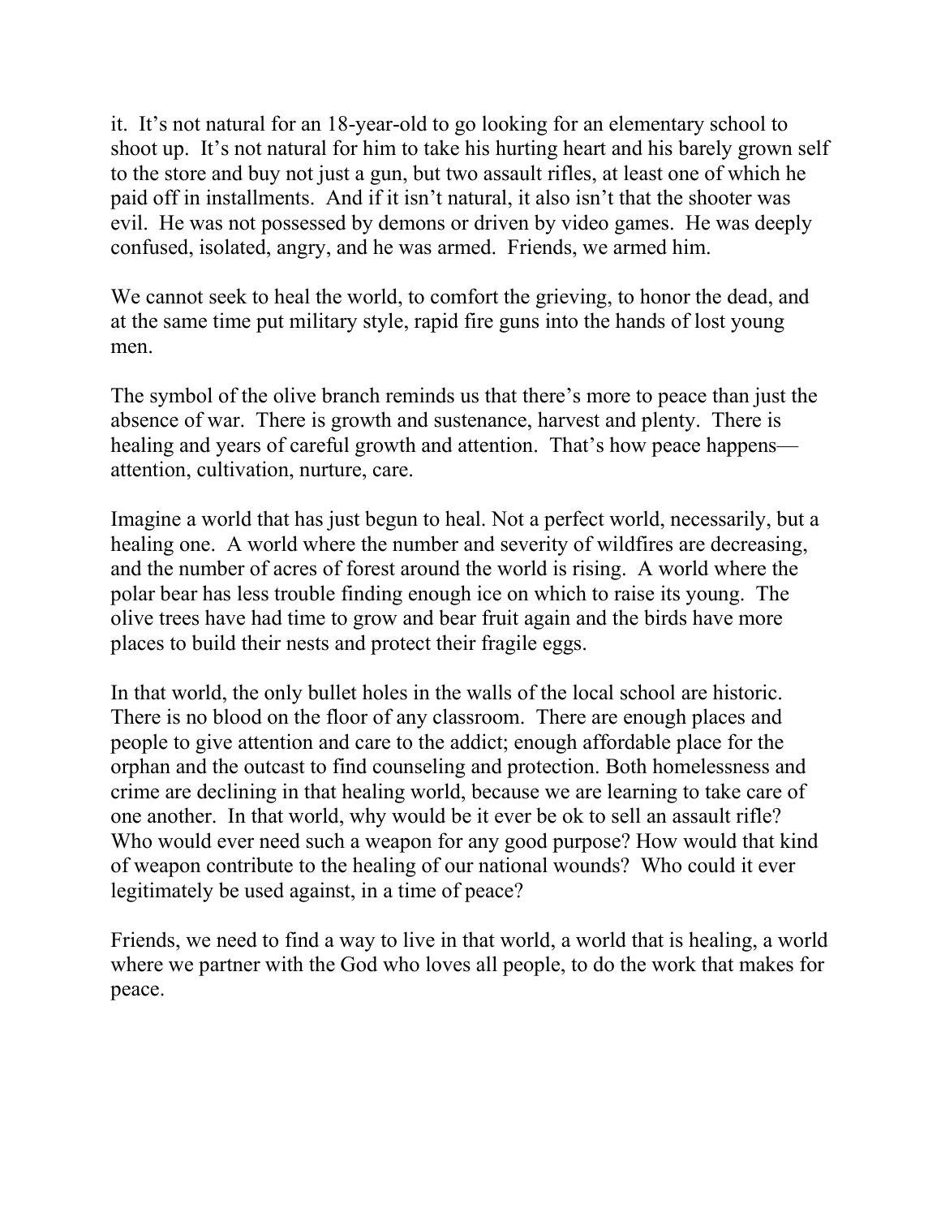it. It's not natural for an 18-year-old to go looking for an elementary school to shoot up. It's not natural for him to take his hurting heart and his barely grown self to the store and buy not just a gun, but two assault rifles, at least one of which he paid off in installments. And if it isn't natural, it also isn't that the shooter was evil. He was not possessed by demons or driven by video games. He was deeply confused, isolated, angry, and he was armed. Friends, we armed him.

We cannot seek to heal the world, to comfort the grieving, to honor the dead, and at the same time put military style, rapid fire guns into the hands of lost young men.

The symbol of the olive branch reminds us that there's more to peace than just the absence of war. There is growth and sustenance, harvest and plenty. There is healing and years of careful growth and attention. That's how peace happens—attention, cultivation, nurture, care.

Imagine a world that has just begun to heal. Not a perfect world, necessarily, but a healing one. A world where the number and severity of wildfires are decreasing, and the number of acres of forest around the world is rising. A world where the polar bear has less trouble finding enough ice on which to raise its young. The olive trees have had time to grow and bear fruit again and the birds have more places to build their nests and protect their fragile eggs.

In that world, the only bullet holes in the walls of the local school are historic. There is no blood on the floor of any classroom. There are enough places and people to give attention and care to the addict; enough affordable place for the orphan and the outcast to find counseling and protection. Both homelessness and crime are declining in that healing world, because we are learning to take care of one another. In that world, why would be it ever be ok to sell an assault rifle? Who would ever need such a weapon for any good purpose? How would that kind of weapon contribute to the healing of our national wounds? Who could it ever legitimately be used against, in a time of peace?

Friends, we need to find a way to live in that world, a world that is healing, a world where we partner with the God who loves all people, to do the work that makes for peace.